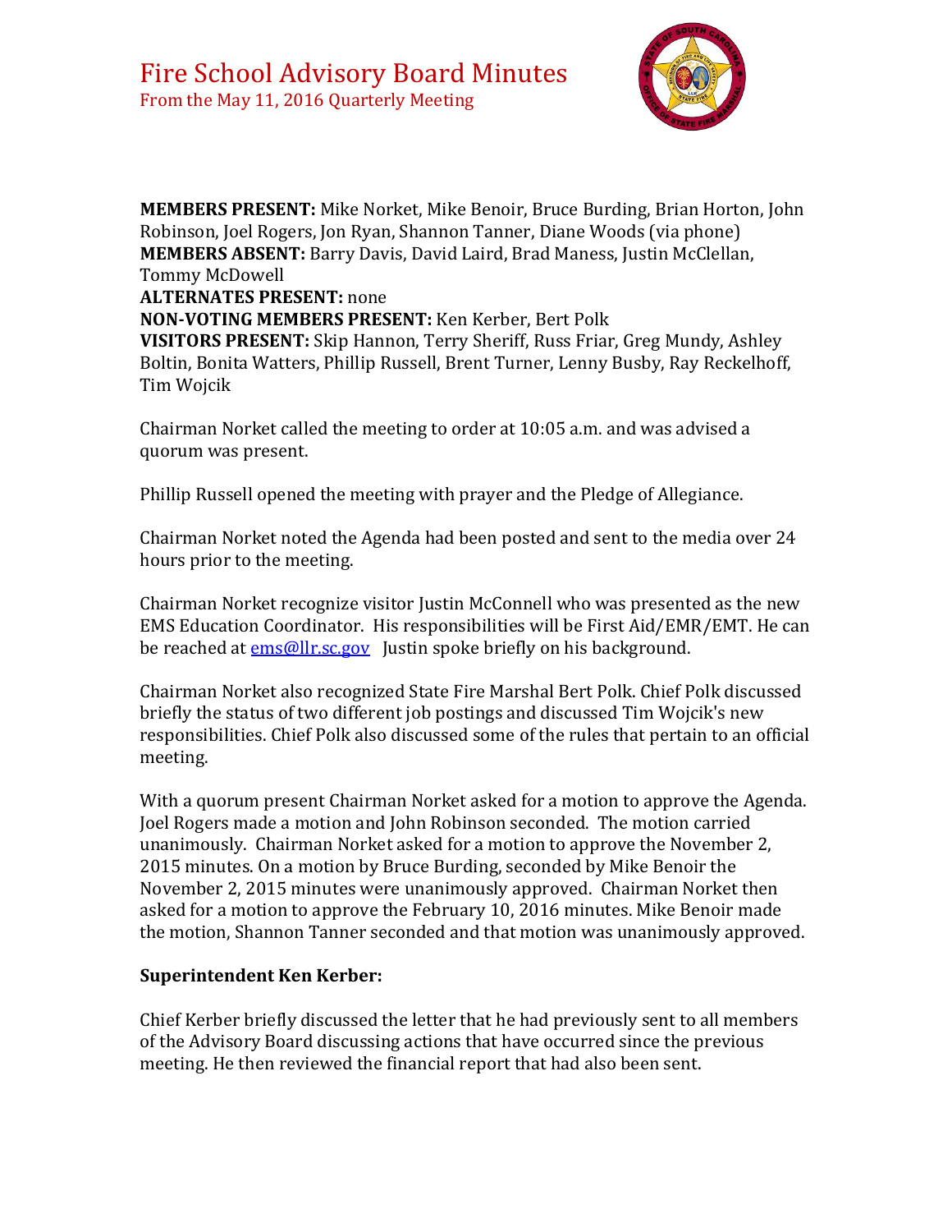# Fire School Advisory Board Minutes

From the May 11, 2016 Quarterly Meeting

**MEMBERS PRESENT:** Mike Norket, Mike Benoir, Bruce Burding, Brian Horton, John Robinson, Joel Rogers, Jon Ryan, Shannon Tanner, Diane Woods (via phone)
**MEMBERS ABSENT:** Barry Davis, David Laird, Brad Maness, Justin McClellan, Tommy McDowell
**ALTERNATES PRESENT:** none
**NON-VOTING MEMBERS PRESENT:** Ken Kerber, Bert Polk
**VISITORS PRESENT:** Skip Hannon, Terry Sheriff, Russ Friar, Greg Mundy, Ashley Boltin, Bonita Watters, Phillip Russell, Brent Turner, Lenny Busby, Ray Reckelhoff, Tim Wojcik

Chairman Norket called the meeting to order at 10:05 a.m. and was advised a quorum was present.

Phillip Russell opened the meeting with prayer and the Pledge of Allegiance.

Chairman Norket noted the Agenda had been posted and sent to the media over 24 hours prior to the meeting.

Chairman Norket recognize visitor Justin McConnell who was presented as the new EMS Education Coordinator. His responsibilities will be First Aid/EMR/EMT. He can be reached at ems@llr.sc.gov Justin spoke briefly on his background.

Chairman Norket also recognized State Fire Marshal Bert Polk. Chief Polk discussed briefly the status of two different job postings and discussed Tim Wojcik's new responsibilities. Chief Polk also discussed some of the rules that pertain to an official meeting.

With a quorum present Chairman Norket asked for a motion to approve the Agenda. Joel Rogers made a motion and John Robinson seconded. The motion carried unanimously. Chairman Norket asked for a motion to approve the November 2, 2015 minutes. On a motion by Bruce Burding, seconded by Mike Benoir the November 2, 2015 minutes were unanimously approved. Chairman Norket then asked for a motion to approve the February 10, 2016 minutes. Mike Benoir made the motion, Shannon Tanner seconded and that motion was unanimously approved.

**Superintendent Ken Kerber:**

Chief Kerber briefly discussed the letter that he had previously sent to all members of the Advisory Board discussing actions that have occurred since the previous meeting. He then reviewed the financial report that had also been sent.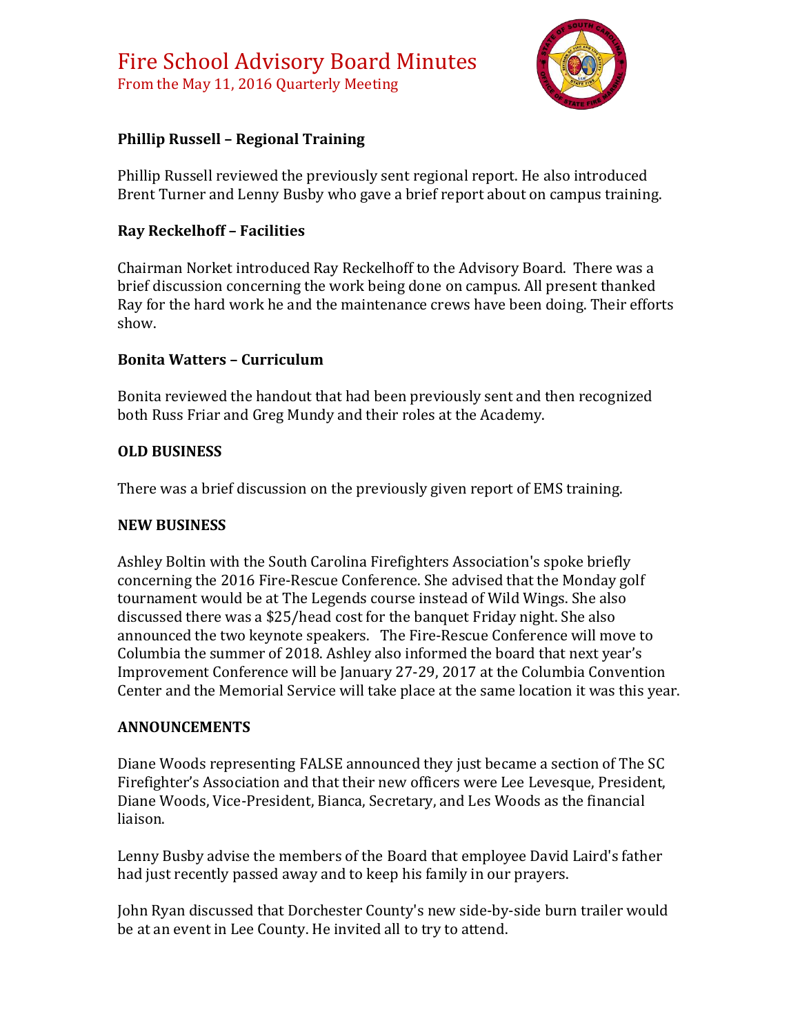# Fire School Advisory Board Minutes

From the May 11, 2016 Quarterly Meeting

### Phillip Russell – Regional Training

Phillip Russell reviewed the previously sent regional report. He also introduced Brent Turner and Lenny Busby who gave a brief report about on campus training.

### Ray Reckelhoff – Facilities

Chairman Norket introduced Ray Reckelhoff to the Advisory Board. There was a brief discussion concerning the work being done on campus. All present thanked Ray for the hard work he and the maintenance crews have been doing. Their efforts show.

### Bonita Watters – Curriculum

Bonita reviewed the handout that had been previously sent and then recognized both Russ Friar and Greg Mundy and their roles at the Academy.

### OLD BUSINESS

There was a brief discussion on the previously given report of EMS training.

### NEW BUSINESS

Ashley Boltin with the South Carolina Firefighters Association's spoke briefly concerning the 2016 Fire-Rescue Conference. She advised that the Monday golf tournament would be at The Legends course instead of Wild Wings. She also discussed there was a $25/head cost for the banquet Friday night. She also announced the two keynote speakers. The Fire-Rescue Conference will move to Columbia the summer of 2018. Ashley also informed the board that next year's Improvement Conference will be January 27-29, 2017 at the Columbia Convention Center and the Memorial Service will take place at the same location it was this year.

### ANNOUNCEMENTS

Diane Woods representing FALSE announced they just became a section of The SC Firefighter's Association and that their new officers were Lee Levesque, President, Diane Woods, Vice-President, Bianca, Secretary, and Les Woods as the financial liaison.

Lenny Busby advise the members of the Board that employee David Laird's father had just recently passed away and to keep his family in our prayers.

John Ryan discussed that Dorchester County's new side-by-side burn trailer would be at an event in Lee County. He invited all to try to attend.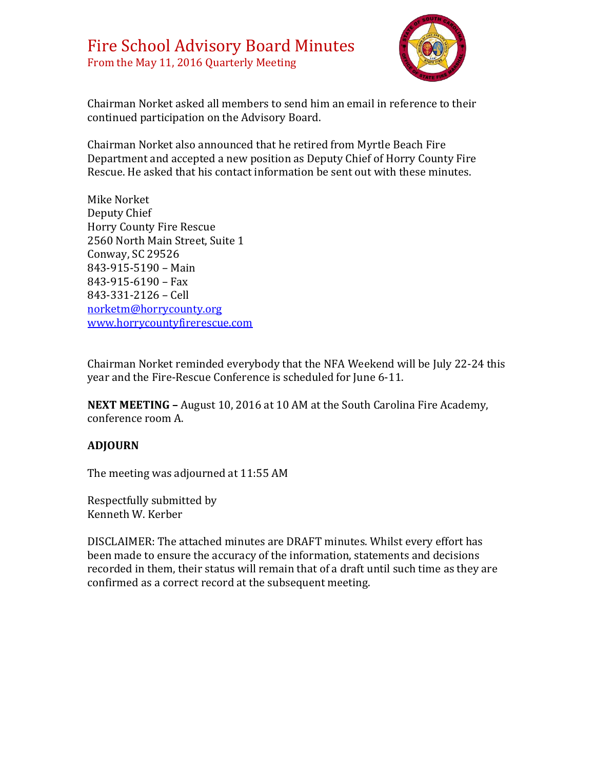# Fire School Advisory Board Minutes

From the May 11, 2016 Quarterly Meeting

Chairman Norket asked all members to send him an email in reference to their continued participation on the Advisory Board.

Chairman Norket also announced that he retired from Myrtle Beach Fire Department and accepted a new position as Deputy Chief of Horry County Fire Rescue. He asked that his contact information be sent out with these minutes.

Mike Norket
Deputy Chief
Horry County Fire Rescue
2560 North Main Street, Suite 1
Conway, SC 29526
843-915-5190 – Main
843-915-6190 – Fax
843-331-2126 – Cell
norketm@horrycounty.org
www.horrycountyfirerescue.com

Chairman Norket reminded everybody that the NFA Weekend will be July 22-24 this year and the Fire-Rescue Conference is scheduled for June 6-11.

**NEXT MEETING –** August 10, 2016 at 10 AM at the South Carolina Fire Academy, conference room A.

**ADJOURN**

The meeting was adjourned at 11:55 AM

Respectfully submitted by
Kenneth W. Kerber

DISCLAIMER: The attached minutes are DRAFT minutes. Whilst every effort has been made to ensure the accuracy of the information, statements and decisions recorded in them, their status will remain that of a draft until such time as they are confirmed as a correct record at the subsequent meeting.